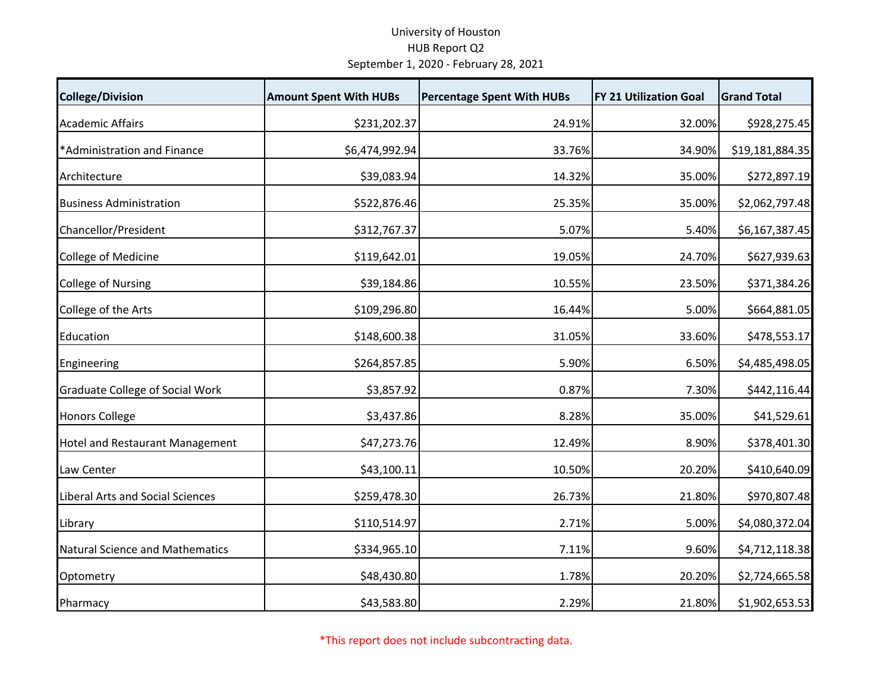University of Houston
HUB Report Q2
September 1, 2020 - February 28, 2021

| College/Division | Amount Spent With HUBs | Percentage Spent With HUBs | FY 21 Utilization Goal | Grand Total |
|---|---|---|---|---|
| Academic Affairs | $231,202.37 | 24.91% | 32.00% | $928,275.45 |
| *Administration and Finance | $6,474,992.94 | 33.76% | 34.90% | $19,181,884.35 |
| Architecture | $39,083.94 | 14.32% | 35.00% | $272,897.19 |
| Business Administration | $522,876.46 | 25.35% | 35.00% | $2,062,797.48 |
| Chancellor/President | $312,767.37 | 5.07% | 5.40% | $6,167,387.45 |
| College of Medicine | $119,642.01 | 19.05% | 24.70% | $627,939.63 |
| College of Nursing | $39,184.86 | 10.55% | 23.50% | $371,384.26 |
| College of the Arts | $109,296.80 | 16.44% | 5.00% | $664,881.05 |
| Education | $148,600.38 | 31.05% | 33.60% | $478,553.17 |
| Engineering | $264,857.85 | 5.90% | 6.50% | $4,485,498.05 |
| Graduate College of Social Work | $3,857.92 | 0.87% | 7.30% | $442,116.44 |
| Honors College | $3,437.86 | 8.28% | 35.00% | $41,529.61 |
| Hotel and Restaurant Management | $47,273.76 | 12.49% | 8.90% | $378,401.30 |
| Law Center | $43,100.11 | 10.50% | 20.20% | $410,640.09 |
| Liberal Arts and Social Sciences | $259,478.30 | 26.73% | 21.80% | $970,807.48 |
| Library | $110,514.97 | 2.71% | 5.00% | $4,080,372.04 |
| Natural Science and Mathematics | $334,965.10 | 7.11% | 9.60% | $4,712,118.38 |
| Optometry | $48,430.80 | 1.78% | 20.20% | $2,724,665.58 |
| Pharmacy | $43,583.80 | 2.29% | 21.80% | $1,902,653.53 |

*This report does not include subcontracting data.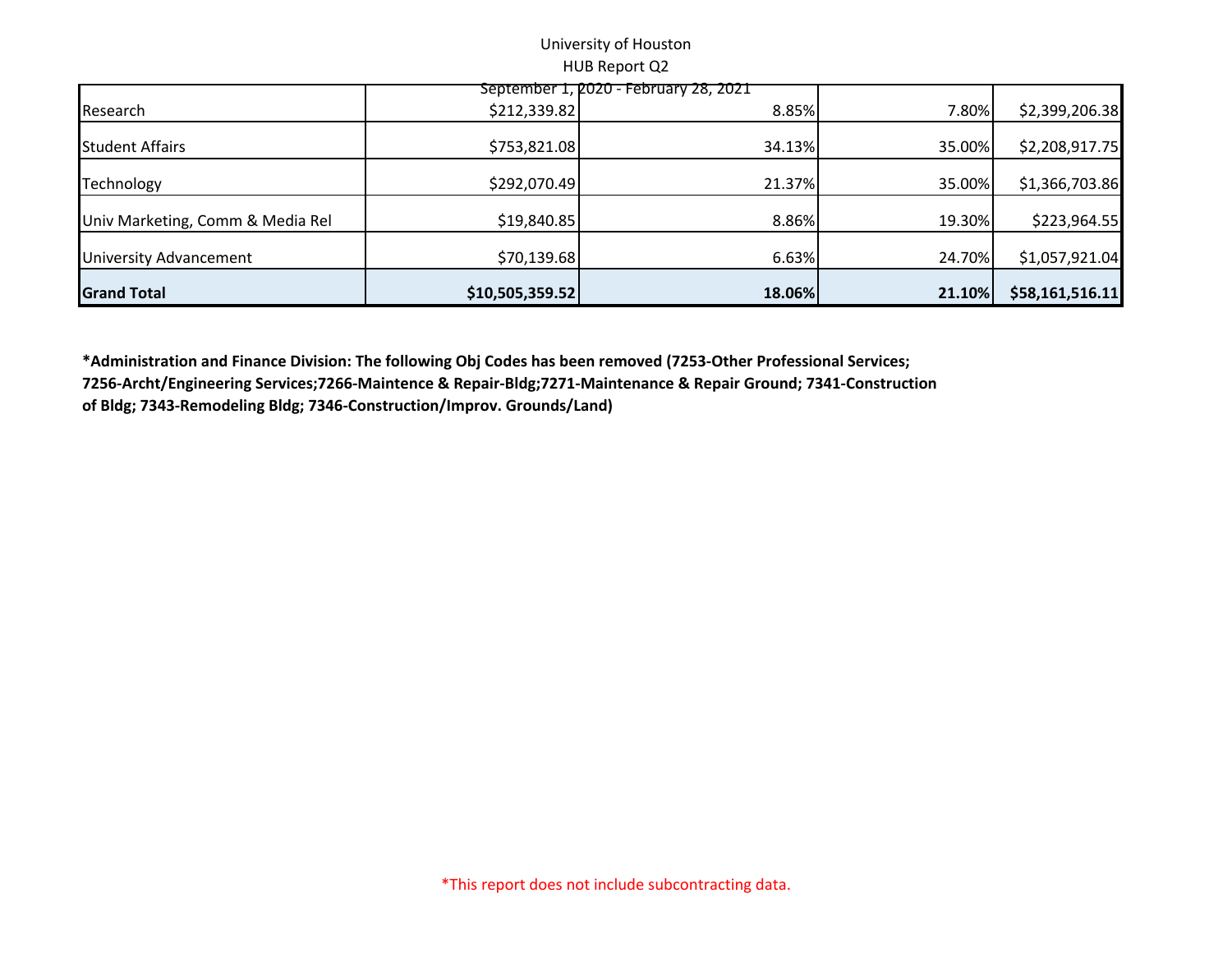University of Houston
HUB Report Q2
September 1, 2020 - February 28, 2021

| | | | | |
|---|---|---|---|---|
| Research | $212,339.82 | 8.85% | 7.80% | $2,399,206.38 |
| Student Affairs | $753,821.08 | 34.13% | 35.00% | $2,208,917.75 |
| Technology | $292,070.49 | 21.37% | 35.00% | $1,366,703.86 |
| Univ Marketing, Comm & Media Rel | $19,840.85 | 8.86% | 19.30% | $223,964.55 |
| University Advancement | $70,139.68 | 6.63% | 24.70% | $1,057,921.04 |
| **Grand Total** | **$10,505,359.52** | **18.06%** | **21.10%** | **$58,161,516.11** |

**\*Administration and Finance Division: The following Obj Codes has been removed (7253-Other Professional Services; 7256-Archt/Engineering Services;7266-Maintence & Repair-Bldg;7271-Maintenance & Repair Ground; 7341-Construction of Bldg; 7343-Remodeling Bldg; 7346-Construction/Improv. Grounds/Land)**

*This report does not include subcontracting data.